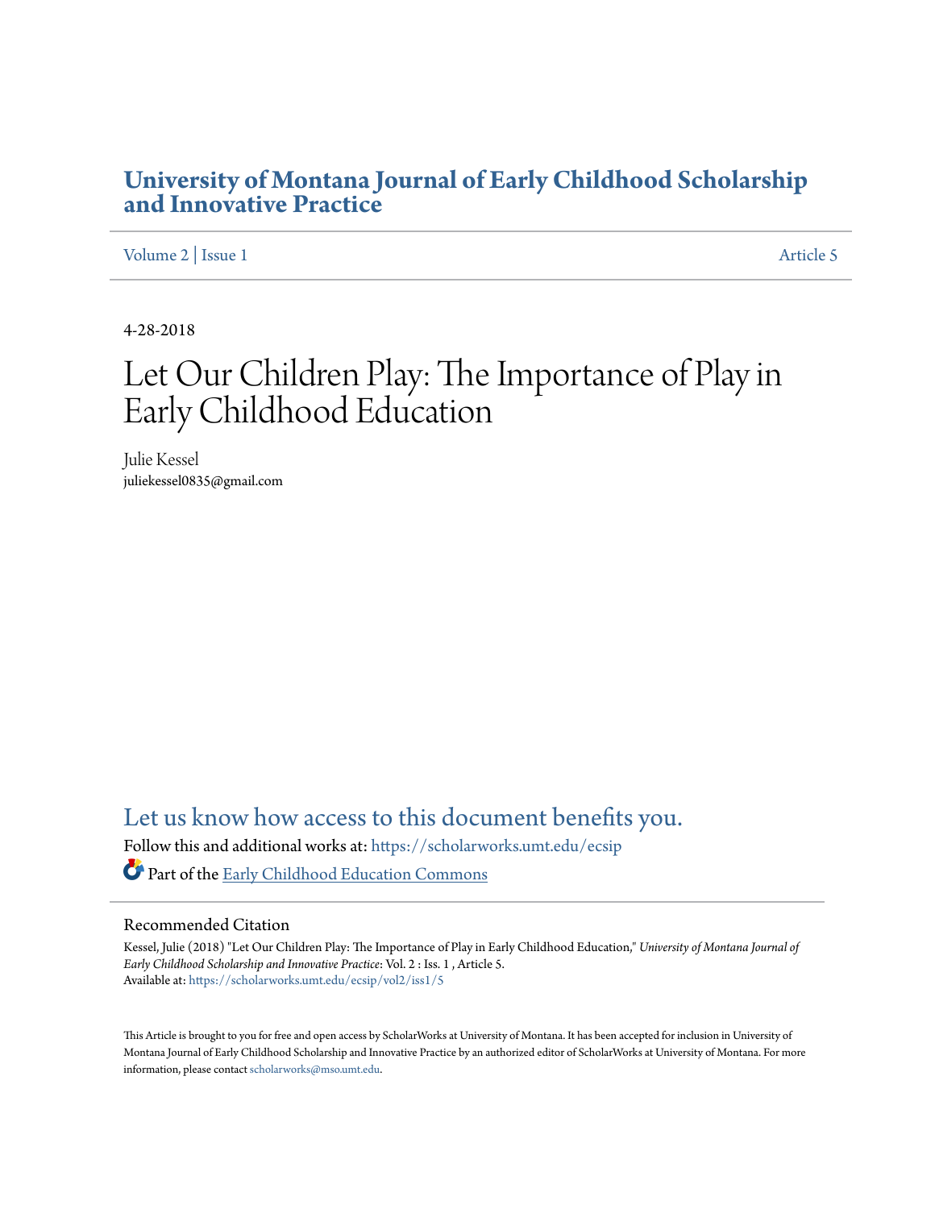# University of Montana Journal of Early Childhood Scholarship and Innovative Practice

Volume 2 | Issue 1 Article 5

4-28-2018

# Let Our Children Play: The Importance of Play in Early Childhood Education

Julie Kessel
juliekessel0835@gmail.com

Let us know how access to this document benefits you.

Follow this and additional works at: https://scholarworks.umt.edu/ecsip

Part of the Early Childhood Education Commons

## Recommended Citation

Kessel, Julie (2018) "Let Our Children Play: The Importance of Play in Early Childhood Education," *University of Montana Journal of Early Childhood Scholarship and Innovative Practice*: Vol. 2 : Iss. 1 , Article 5.
Available at: https://scholarworks.umt.edu/ecsip/vol2/iss1/5

This Article is brought to you for free and open access by ScholarWorks at University of Montana. It has been accepted for inclusion in University of Montana Journal of Early Childhood Scholarship and Innovative Practice by an authorized editor of ScholarWorks at University of Montana. For more information, please contact scholarworks@mso.umt.edu.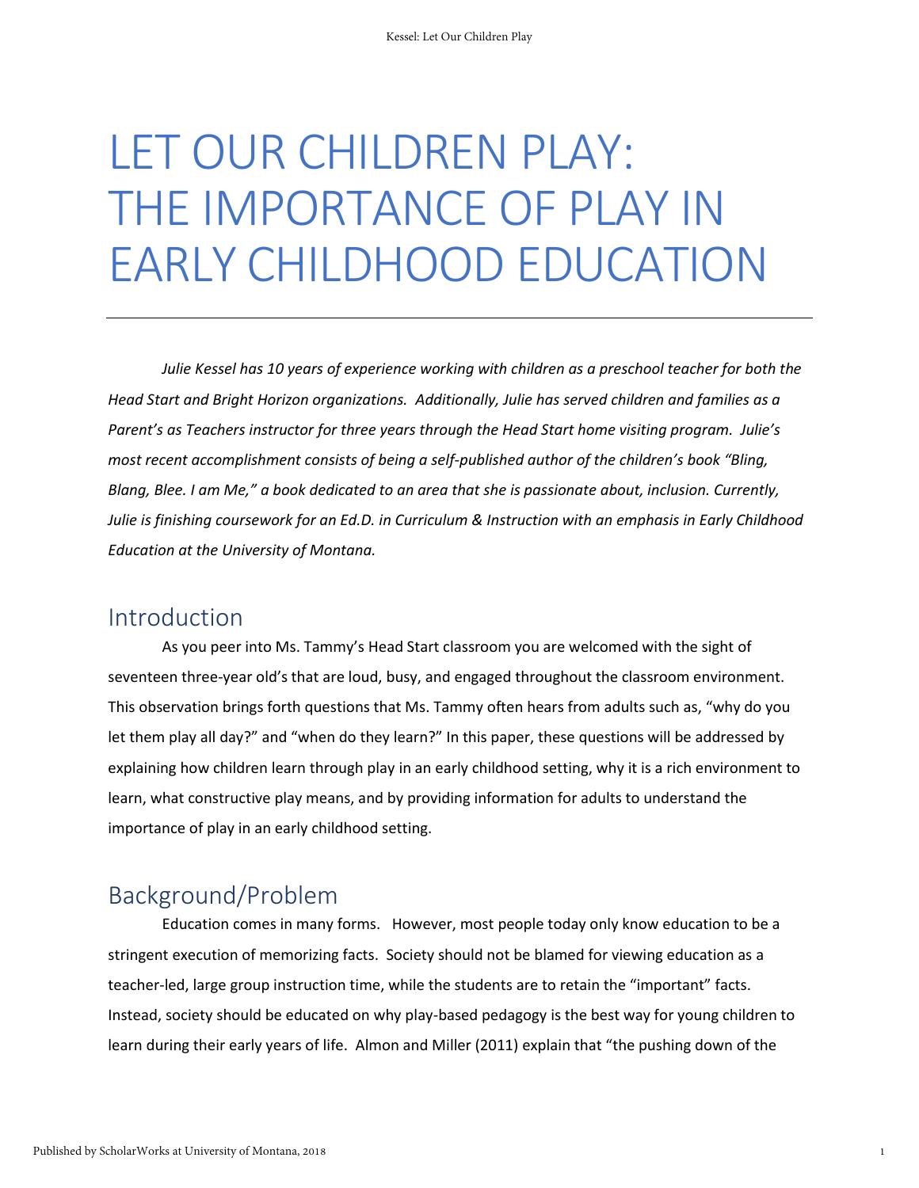# LET OUR CHILDREN PLAY: THE IMPORTANCE OF PLAY IN EARLY CHILDHOOD EDUCATION

---

*Julie Kessel has 10 years of experience working with children as a preschool teacher for both the Head Start and Bright Horizon organizations. Additionally, Julie has served children and families as a Parent's as Teachers instructor for three years through the Head Start home visiting program. Julie's most recent accomplishment consists of being a self-published author of the children's book "Bling, Blang, Blee. I am Me," a book dedicated to an area that she is passionate about, inclusion. Currently, Julie is finishing coursework for an Ed.D. in Curriculum & Instruction with an emphasis in Early Childhood Education at the University of Montana.*

## Introduction

As you peer into Ms. Tammy's Head Start classroom you are welcomed with the sight of seventeen three-year old's that are loud, busy, and engaged throughout the classroom environment. This observation brings forth questions that Ms. Tammy often hears from adults such as, "why do you let them play all day?" and "when do they learn?" In this paper, these questions will be addressed by explaining how children learn through play in an early childhood setting, why it is a rich environment to learn, what constructive play means, and by providing information for adults to understand the importance of play in an early childhood setting.

## Background/Problem

Education comes in many forms. However, most people today only know education to be a stringent execution of memorizing facts. Society should not be blamed for viewing education as a teacher-led, large group instruction time, while the students are to retain the "important" facts. Instead, society should be educated on why play-based pedagogy is the best way for young children to learn during their early years of life. Almon and Miller (2011) explain that "the pushing down of the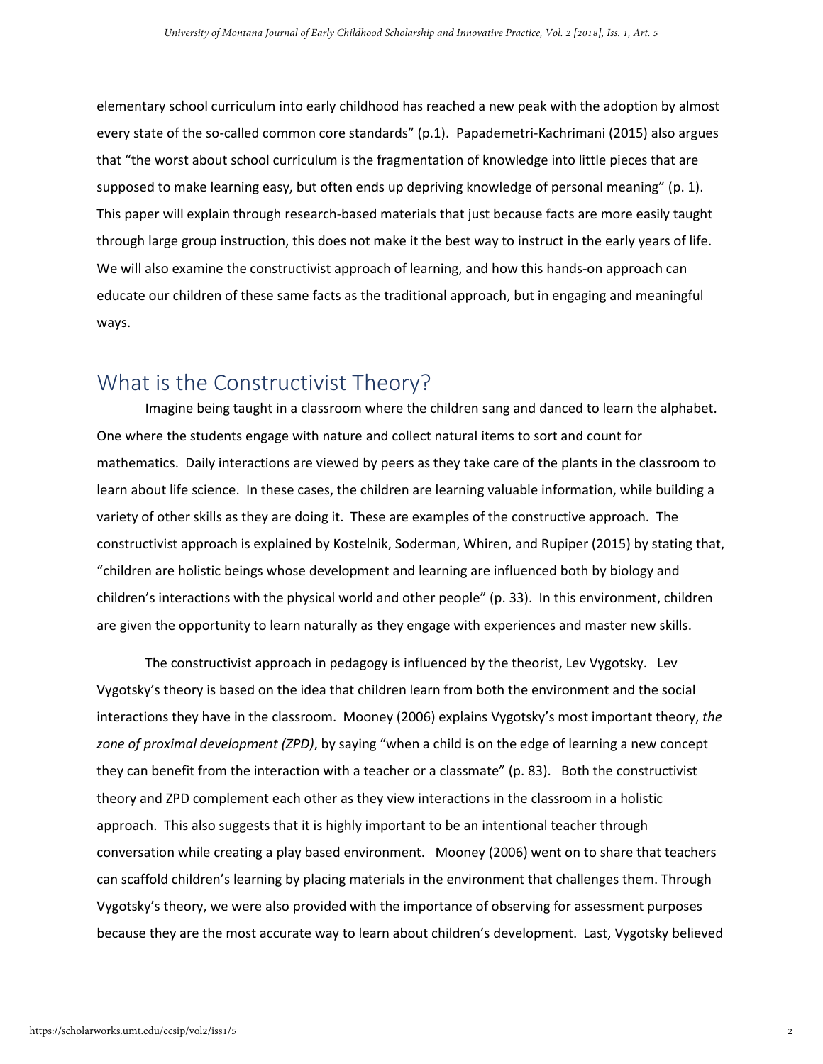elementary school curriculum into early childhood has reached a new peak with the adoption by almost every state of the so-called common core standards" (p.1). Papademetri-Kachrimani (2015) also argues that "the worst about school curriculum is the fragmentation of knowledge into little pieces that are supposed to make learning easy, but often ends up depriving knowledge of personal meaning" (p. 1). This paper will explain through research-based materials that just because facts are more easily taught through large group instruction, this does not make it the best way to instruct in the early years of life. We will also examine the constructivist approach of learning, and how this hands-on approach can educate our children of these same facts as the traditional approach, but in engaging and meaningful ways.

## What is the Constructivist Theory?

Imagine being taught in a classroom where the children sang and danced to learn the alphabet. One where the students engage with nature and collect natural items to sort and count for mathematics. Daily interactions are viewed by peers as they take care of the plants in the classroom to learn about life science. In these cases, the children are learning valuable information, while building a variety of other skills as they are doing it. These are examples of the constructive approach. The constructivist approach is explained by Kostelnik, Soderman, Whiren, and Rupiper (2015) by stating that, "children are holistic beings whose development and learning are influenced both by biology and children's interactions with the physical world and other people" (p. 33). In this environment, children are given the opportunity to learn naturally as they engage with experiences and master new skills.

The constructivist approach in pedagogy is influenced by the theorist, Lev Vygotsky. Lev Vygotsky's theory is based on the idea that children learn from both the environment and the social interactions they have in the classroom. Mooney (2006) explains Vygotsky's most important theory, *the zone of proximal development (ZPD)*, by saying "when a child is on the edge of learning a new concept they can benefit from the interaction with a teacher or a classmate" (p. 83). Both the constructivist theory and ZPD complement each other as they view interactions in the classroom in a holistic approach. This also suggests that it is highly important to be an intentional teacher through conversation while creating a play based environment. Mooney (2006) went on to share that teachers can scaffold children's learning by placing materials in the environment that challenges them. Through Vygotsky's theory, we were also provided with the importance of observing for assessment purposes because they are the most accurate way to learn about children's development. Last, Vygotsky believed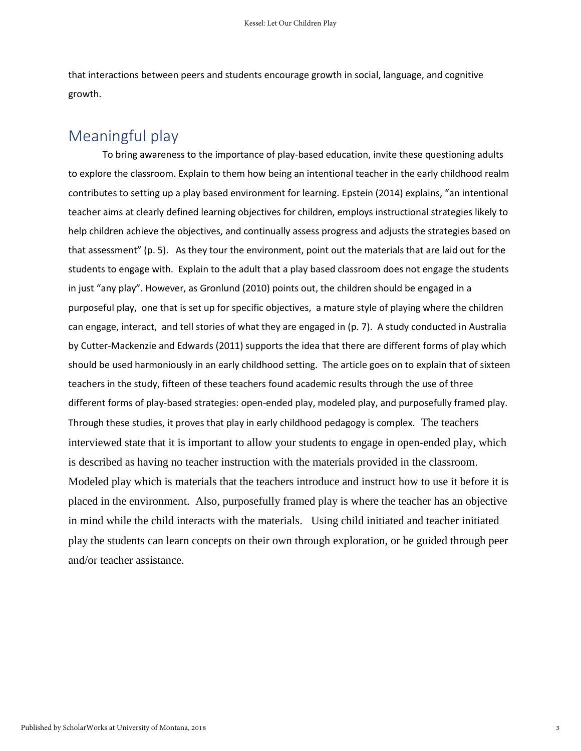that interactions between peers and students encourage growth in social, language, and cognitive growth.

## Meaningful play

To bring awareness to the importance of play-based education, invite these questioning adults to explore the classroom. Explain to them how being an intentional teacher in the early childhood realm contributes to setting up a play based environment for learning. Epstein (2014) explains, "an intentional teacher aims at clearly defined learning objectives for children, employs instructional strategies likely to help children achieve the objectives, and continually assess progress and adjusts the strategies based on that assessment" (p. 5). As they tour the environment, point out the materials that are laid out for the students to engage with. Explain to the adult that a play based classroom does not engage the students in just "any play". However, as Gronlund (2010) points out, the children should be engaged in a purposeful play, one that is set up for specific objectives, a mature style of playing where the children can engage, interact, and tell stories of what they are engaged in (p. 7). A study conducted in Australia by Cutter-Mackenzie and Edwards (2011) supports the idea that there are different forms of play which should be used harmoniously in an early childhood setting. The article goes on to explain that of sixteen teachers in the study, fifteen of these teachers found academic results through the use of three different forms of play-based strategies: open-ended play, modeled play, and purposefully framed play. Through these studies, it proves that play in early childhood pedagogy is complex. The teachers interviewed state that it is important to allow your students to engage in open-ended play, which is described as having no teacher instruction with the materials provided in the classroom. Modeled play which is materials that the teachers introduce and instruct how to use it before it is placed in the environment. Also, purposefully framed play is where the teacher has an objective in mind while the child interacts with the materials. Using child initiated and teacher initiated play the students can learn concepts on their own through exploration, or be guided through peer and/or teacher assistance.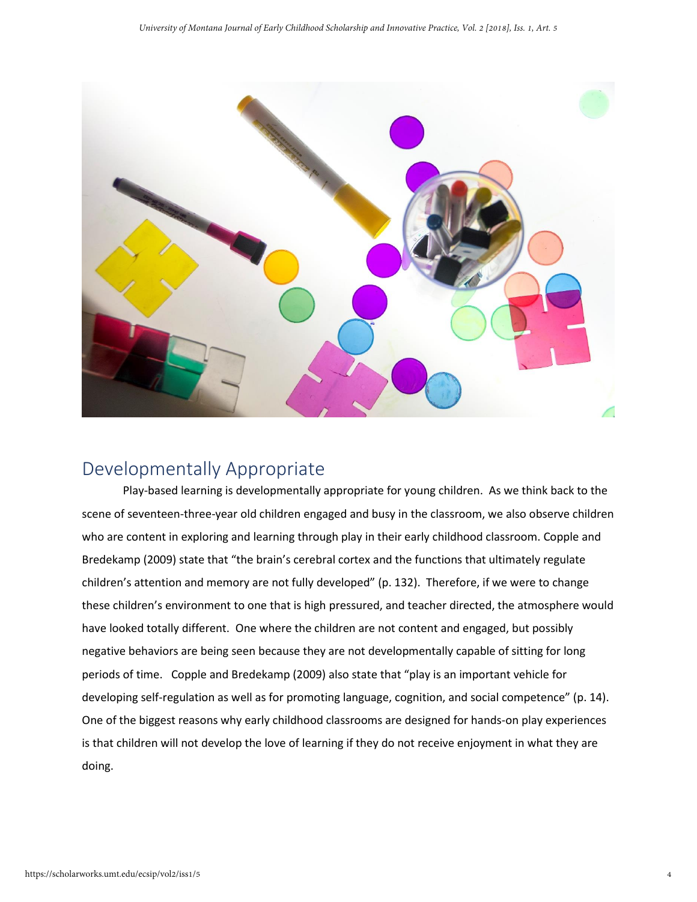## Developmentally Appropriate

Play-based learning is developmentally appropriate for young children. As we think back to the scene of seventeen-three-year old children engaged and busy in the classroom, we also observe children who are content in exploring and learning through play in their early childhood classroom. Copple and Bredekamp (2009) state that "the brain's cerebral cortex and the functions that ultimately regulate children's attention and memory are not fully developed" (p. 132). Therefore, if we were to change these children's environment to one that is high pressured, and teacher directed, the atmosphere would have looked totally different. One where the children are not content and engaged, but possibly negative behaviors are being seen because they are not developmentally capable of sitting for long periods of time. Copple and Bredekamp (2009) also state that "play is an important vehicle for developing self-regulation as well as for promoting language, cognition, and social competence" (p. 14). One of the biggest reasons why early childhood classrooms are designed for hands-on play experiences is that children will not develop the love of learning if they do not receive enjoyment in what they are doing.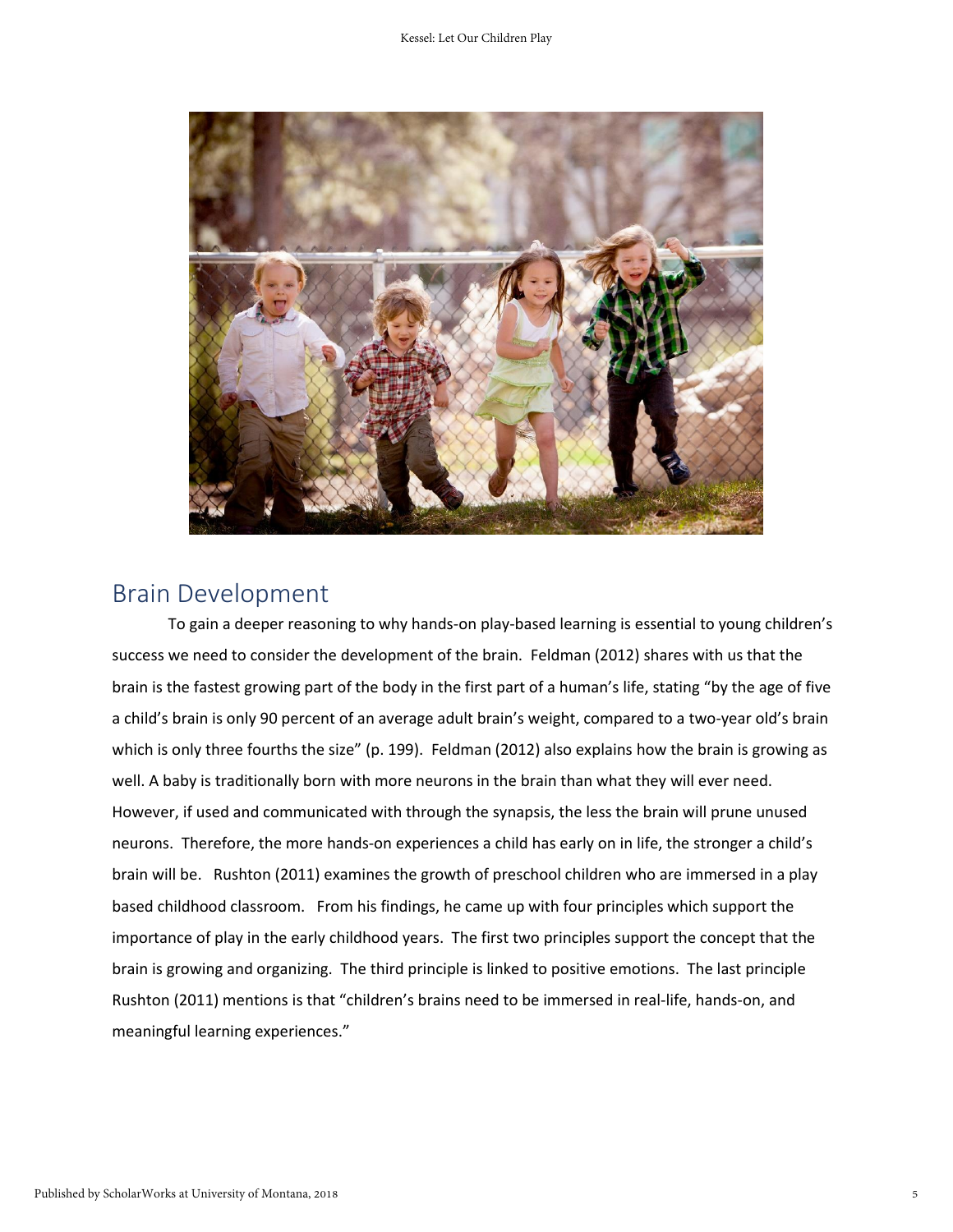## Brain Development

To gain a deeper reasoning to why hands-on play-based learning is essential to young children's success we need to consider the development of the brain. Feldman (2012) shares with us that the brain is the fastest growing part of the body in the first part of a human's life, stating "by the age of five a child's brain is only 90 percent of an average adult brain's weight, compared to a two-year old's brain which is only three fourths the size" (p. 199). Feldman (2012) also explains how the brain is growing as well. A baby is traditionally born with more neurons in the brain than what they will ever need. However, if used and communicated with through the synapsis, the less the brain will prune unused neurons. Therefore, the more hands-on experiences a child has early on in life, the stronger a child's brain will be. Rushton (2011) examines the growth of preschool children who are immersed in a play based childhood classroom. From his findings, he came up with four principles which support the importance of play in the early childhood years. The first two principles support the concept that the brain is growing and organizing. The third principle is linked to positive emotions. The last principle Rushton (2011) mentions is that "children's brains need to be immersed in real-life, hands-on, and meaningful learning experiences."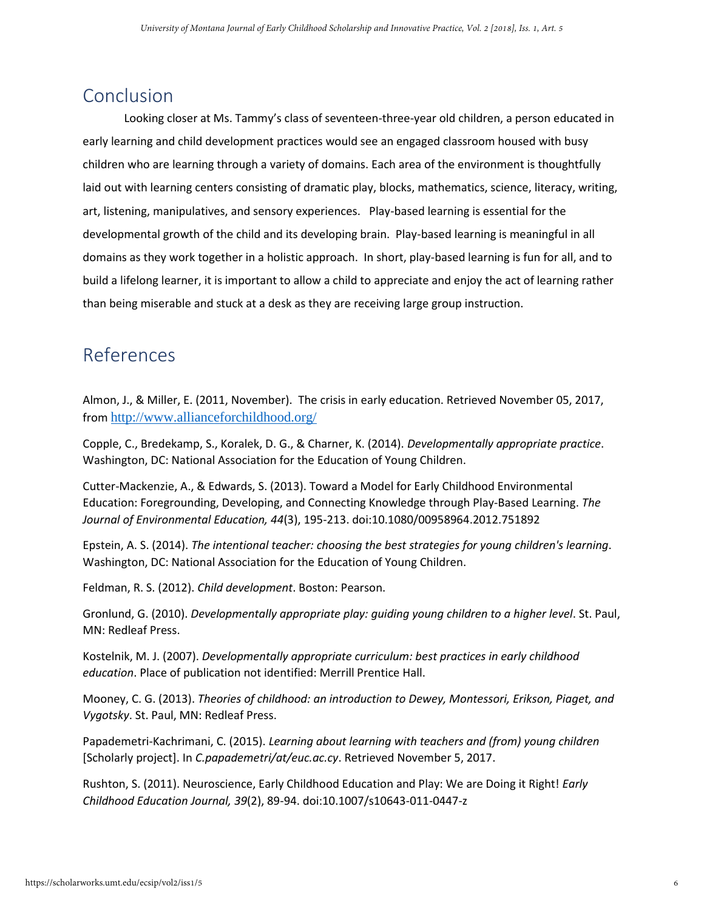## Conclusion

Looking closer at Ms. Tammy's class of seventeen-three-year old children, a person educated in early learning and child development practices would see an engaged classroom housed with busy children who are learning through a variety of domains. Each area of the environment is thoughtfully laid out with learning centers consisting of dramatic play, blocks, mathematics, science, literacy, writing, art, listening, manipulatives, and sensory experiences. Play-based learning is essential for the developmental growth of the child and its developing brain. Play-based learning is meaningful in all domains as they work together in a holistic approach. In short, play-based learning is fun for all, and to build a lifelong learner, it is important to allow a child to appreciate and enjoy the act of learning rather than being miserable and stuck at a desk as they are receiving large group instruction.

## References

Almon, J., & Miller, E. (2011, November). The crisis in early education. Retrieved November 05, 2017, from http://www.allianceforchildhood.org/

Copple, C., Bredekamp, S., Koralek, D. G., & Charner, K. (2014). *Developmentally appropriate practice*. Washington, DC: National Association for the Education of Young Children.

Cutter-Mackenzie, A., & Edwards, S. (2013). Toward a Model for Early Childhood Environmental Education: Foregrounding, Developing, and Connecting Knowledge through Play-Based Learning. *The Journal of Environmental Education, 44*(3), 195-213. doi:10.1080/00958964.2012.751892

Epstein, A. S. (2014). *The intentional teacher: choosing the best strategies for young children's learning*. Washington, DC: National Association for the Education of Young Children.

Feldman, R. S. (2012). *Child development*. Boston: Pearson.

Gronlund, G. (2010). *Developmentally appropriate play: guiding young children to a higher level*. St. Paul, MN: Redleaf Press.

Kostelnik, M. J. (2007). *Developmentally appropriate curriculum: best practices in early childhood education*. Place of publication not identified: Merrill Prentice Hall.

Mooney, C. G. (2013). *Theories of childhood: an introduction to Dewey, Montessori, Erikson, Piaget, and Vygotsky*. St. Paul, MN: Redleaf Press.

Papademetri-Kachrimani, C. (2015). *Learning about learning with teachers and (from) young children* [Scholarly project]. In *C.papademetri/at/euc.ac.cy*. Retrieved November 5, 2017.

Rushton, S. (2011). Neuroscience, Early Childhood Education and Play: We are Doing it Right! *Early Childhood Education Journal, 39*(2), 89-94. doi:10.1007/s10643-011-0447-z